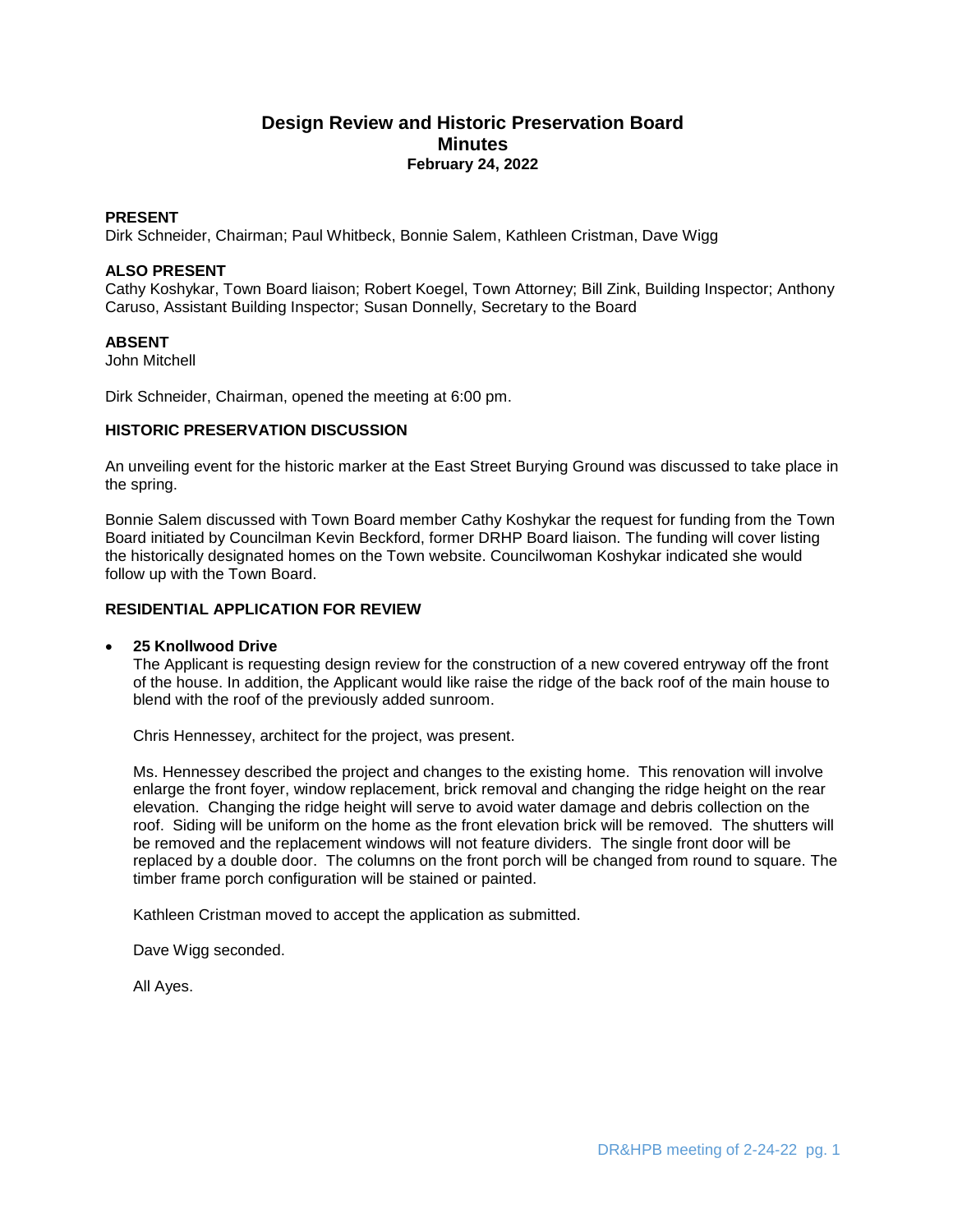# Design Review and Historic Preservation Board
## Minutes
### February 24, 2022

**PRESENT**
Dirk Schneider, Chairman; Paul Whitbeck, Bonnie Salem, Kathleen Cristman, Dave Wigg

**ALSO PRESENT**
Cathy Koshykar, Town Board liaison; Robert Koegel, Town Attorney; Bill Zink, Building Inspector; Anthony Caruso, Assistant Building Inspector; Susan Donnelly, Secretary to the Board

**ABSENT**
John Mitchell

Dirk Schneider, Chairman, opened the meeting at 6:00 pm.

**HISTORIC PRESERVATION DISCUSSION**

An unveiling event for the historic marker at the East Street Burying Ground was discussed to take place in the spring.

Bonnie Salem discussed with Town Board member Cathy Koshykar the request for funding from the Town Board initiated by Councilman Kevin Beckford, former DRHP Board liaison. The funding will cover listing the historically designated homes on the Town website. Councilwoman Koshykar indicated she would follow up with the Town Board.

**RESIDENTIAL APPLICATION FOR REVIEW**

- **25 Knollwood Drive**
  The Applicant is requesting design review for the construction of a new covered entryway off the front of the house. In addition, the Applicant would like raise the ridge of the back roof of the main house to blend with the roof of the previously added sunroom.

  Chris Hennessey, architect for the project, was present.

  Ms. Hennessey described the project and changes to the existing home. This renovation will involve enlarge the front foyer, window replacement, brick removal and changing the ridge height on the rear elevation. Changing the ridge height will serve to avoid water damage and debris collection on the roof. Siding will be uniform on the home as the front elevation brick will be removed. The shutters will be removed and the replacement windows will not feature dividers. The single front door will be replaced by a double door. The columns on the front porch will be changed from round to square. The timber frame porch configuration will be stained or painted.

  Kathleen Cristman moved to accept the application as submitted.

  Dave Wigg seconded.

  All Ayes.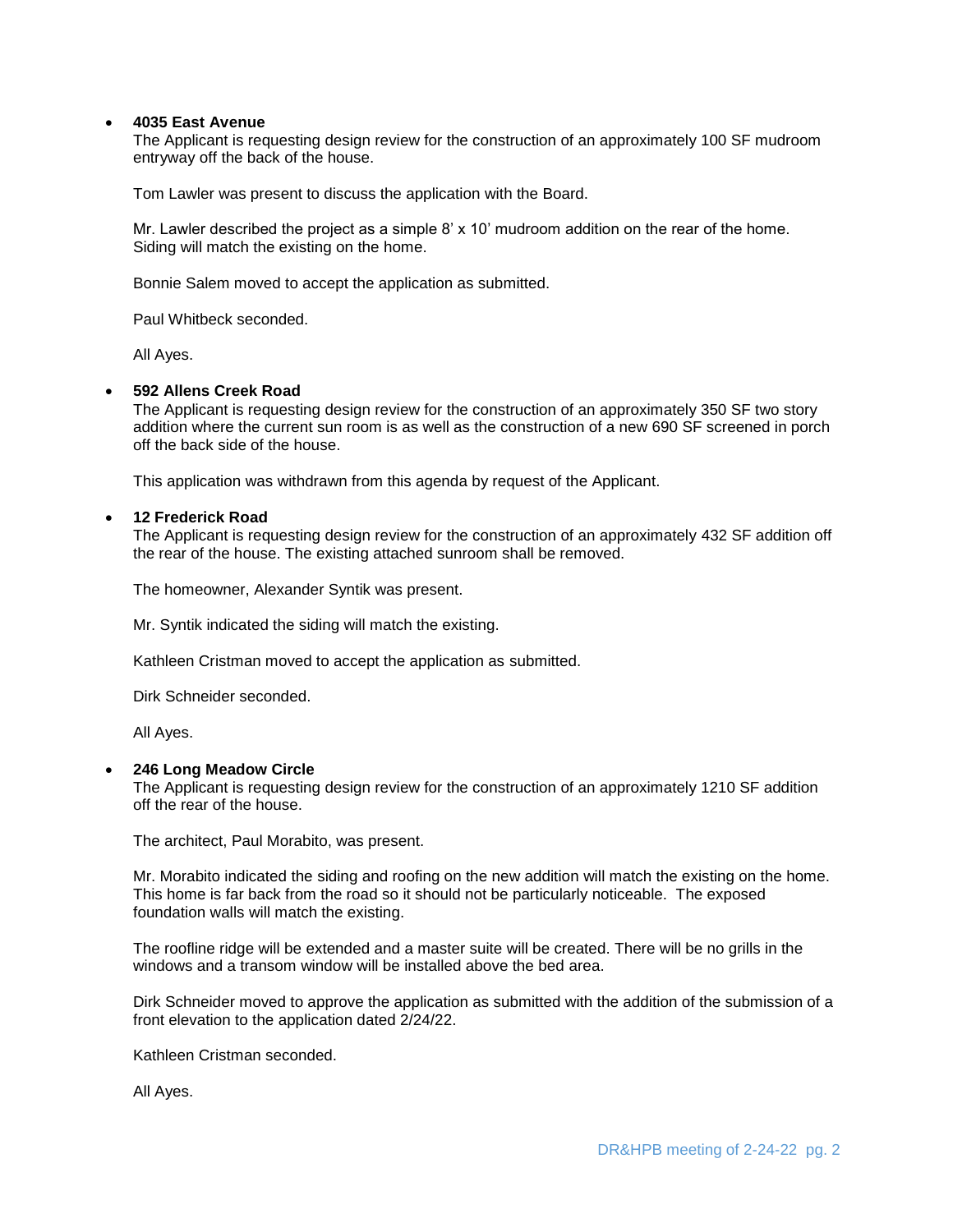- **4035 East Avenue**

  The Applicant is requesting design review for the construction of an approximately 100 SF mudroom entryway off the back of the house.

  Tom Lawler was present to discuss the application with the Board.

  Mr. Lawler described the project as a simple 8' x 10' mudroom addition on the rear of the home. Siding will match the existing on the home.

  Bonnie Salem moved to accept the application as submitted.

  Paul Whitbeck seconded.

  All Ayes.

- **592 Allens Creek Road**

  The Applicant is requesting design review for the construction of an approximately 350 SF two story addition where the current sun room is as well as the construction of a new 690 SF screened in porch off the back side of the house.

  This application was withdrawn from this agenda by request of the Applicant.

- **12 Frederick Road**

  The Applicant is requesting design review for the construction of an approximately 432 SF addition off the rear of the house. The existing attached sunroom shall be removed.

  The homeowner, Alexander Syntik was present.

  Mr. Syntik indicated the siding will match the existing.

  Kathleen Cristman moved to accept the application as submitted.

  Dirk Schneider seconded.

  All Ayes.

- **246 Long Meadow Circle**

  The Applicant is requesting design review for the construction of an approximately 1210 SF addition off the rear of the house.

  The architect, Paul Morabito, was present.

  Mr. Morabito indicated the siding and roofing on the new addition will match the existing on the home. This home is far back from the road so it should not be particularly noticeable. The exposed foundation walls will match the existing.

  The roofline ridge will be extended and a master suite will be created. There will be no grills in the windows and a transom window will be installed above the bed area.

  Dirk Schneider moved to approve the application as submitted with the addition of the submission of a front elevation to the application dated 2/24/22.

  Kathleen Cristman seconded.

  All Ayes.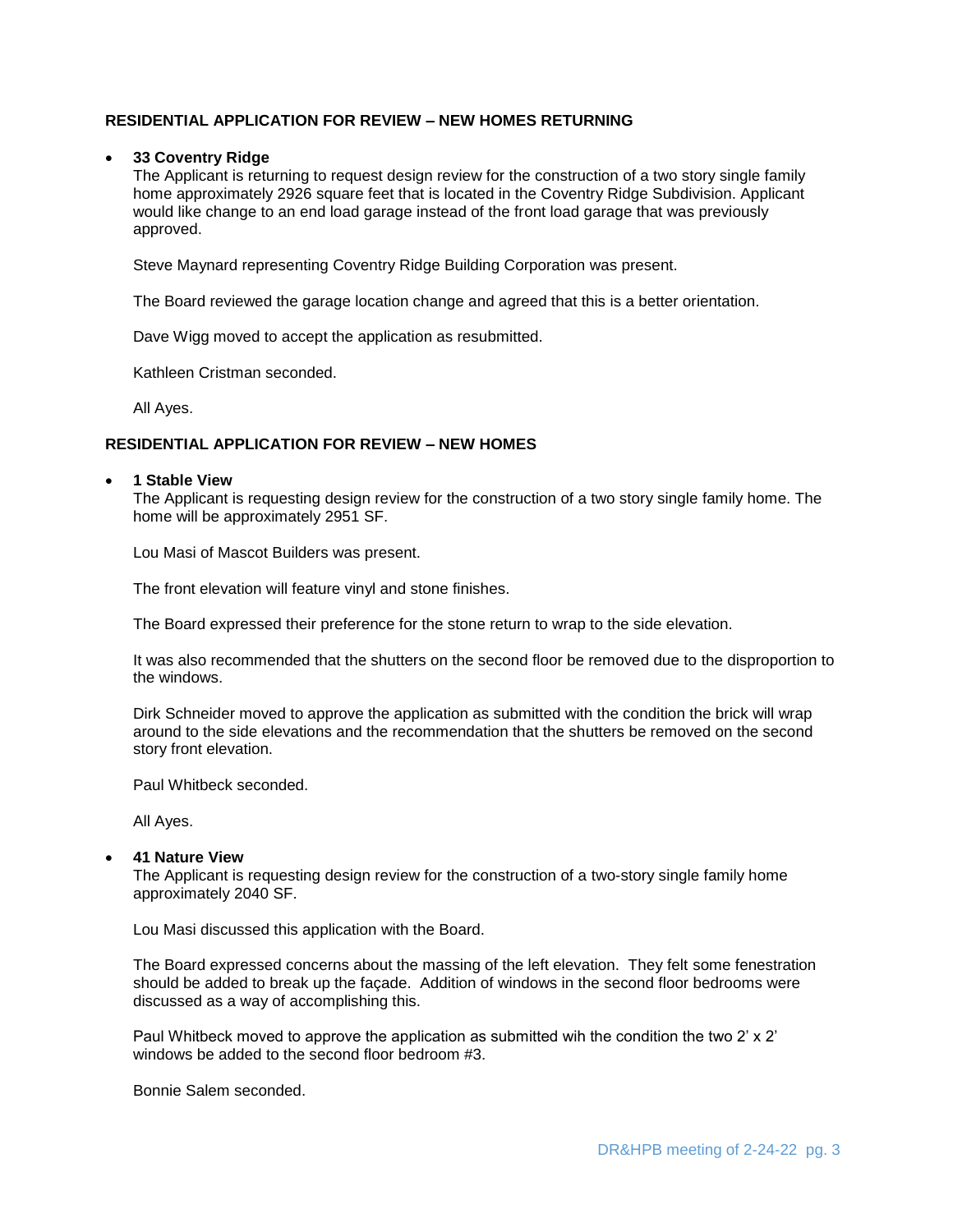**RESIDENTIAL APPLICATION FOR REVIEW – NEW HOMES RETURNING**

- **33 Coventry Ridge**
  The Applicant is returning to request design review for the construction of a two story single family home approximately 2926 square feet that is located in the Coventry Ridge Subdivision. Applicant would like change to an end load garage instead of the front load garage that was previously approved.

  Steve Maynard representing Coventry Ridge Building Corporation was present.

  The Board reviewed the garage location change and agreed that this is a better orientation.

  Dave Wigg moved to accept the application as resubmitted.

  Kathleen Cristman seconded.

  All Ayes.

**RESIDENTIAL APPLICATION FOR REVIEW – NEW HOMES**

- **1 Stable View**
  The Applicant is requesting design review for the construction of a two story single family home. The home will be approximately 2951 SF.

  Lou Masi of Mascot Builders was present.

  The front elevation will feature vinyl and stone finishes.

  The Board expressed their preference for the stone return to wrap to the side elevation.

  It was also recommended that the shutters on the second floor be removed due to the disproportion to the windows.

  Dirk Schneider moved to approve the application as submitted with the condition the brick will wrap around to the side elevations and the recommendation that the shutters be removed on the second story front elevation.

  Paul Whitbeck seconded.

  All Ayes.

- **41 Nature View**
  The Applicant is requesting design review for the construction of a two-story single family home approximately 2040 SF.

  Lou Masi discussed this application with the Board.

  The Board expressed concerns about the massing of the left elevation. They felt some fenestration should be added to break up the façade. Addition of windows in the second floor bedrooms were discussed as a way of accomplishing this.

  Paul Whitbeck moved to approve the application as submitted wih the condition the two 2' x 2' windows be added to the second floor bedroom #3.

  Bonnie Salem seconded.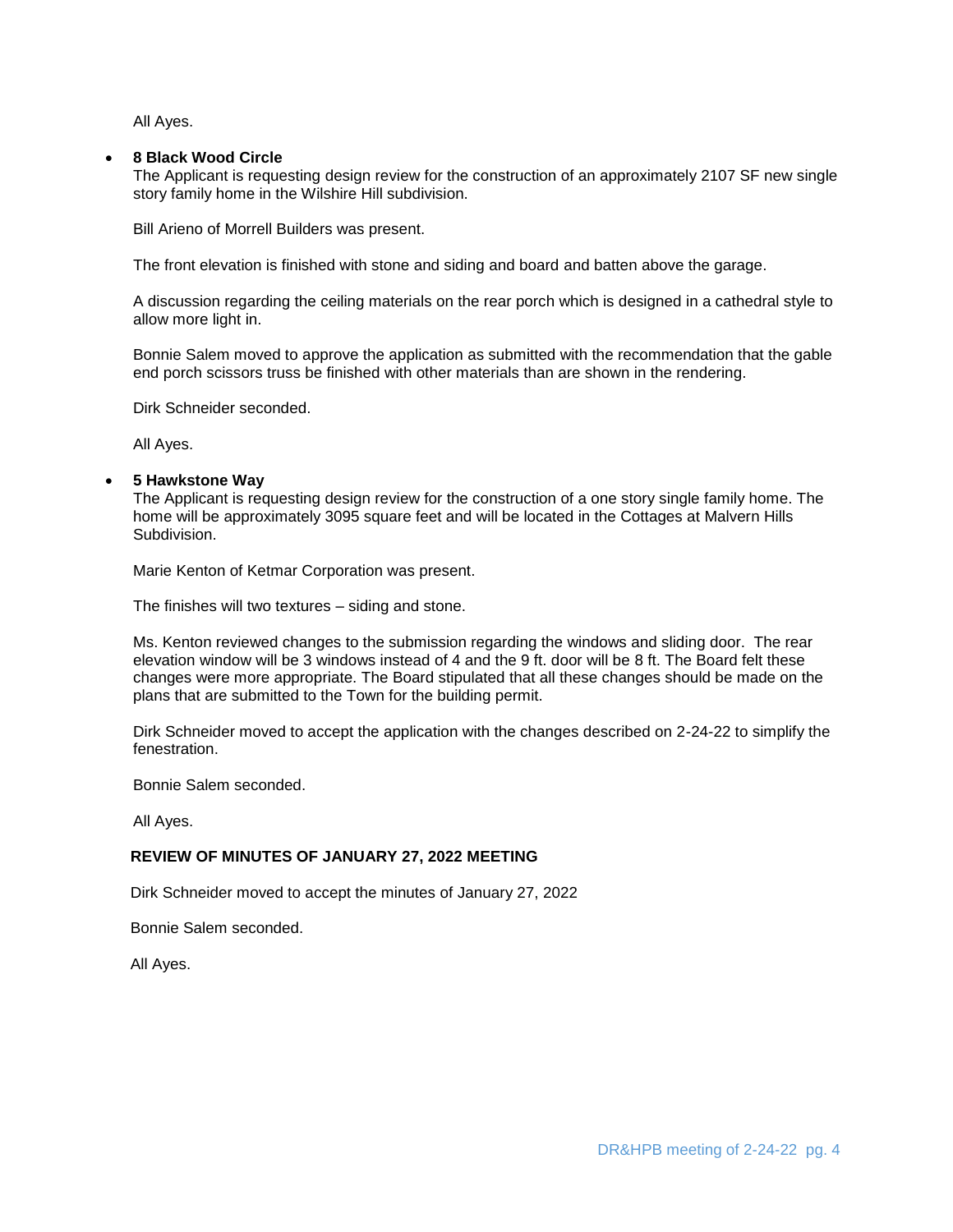All Ayes.

- **8 Black Wood Circle**

  The Applicant is requesting design review for the construction of an approximately 2107 SF new single story family home in the Wilshire Hill subdivision.

  Bill Arieno of Morrell Builders was present.

  The front elevation is finished with stone and siding and board and batten above the garage.

  A discussion regarding the ceiling materials on the rear porch which is designed in a cathedral style to allow more light in.

  Bonnie Salem moved to approve the application as submitted with the recommendation that the gable end porch scissors truss be finished with other materials than are shown in the rendering.

  Dirk Schneider seconded.

  All Ayes.

- **5 Hawkstone Way**

  The Applicant is requesting design review for the construction of a one story single family home. The home will be approximately 3095 square feet and will be located in the Cottages at Malvern Hills Subdivision.

  Marie Kenton of Ketmar Corporation was present.

  The finishes will two textures – siding and stone.

  Ms. Kenton reviewed changes to the submission regarding the windows and sliding door. The rear elevation window will be 3 windows instead of 4 and the 9 ft. door will be 8 ft. The Board felt these changes were more appropriate. The Board stipulated that all these changes should be made on the plans that are submitted to the Town for the building permit.

  Dirk Schneider moved to accept the application with the changes described on 2-24-22 to simplify the fenestration.

  Bonnie Salem seconded.

  All Ayes.

**REVIEW OF MINUTES OF JANUARY 27, 2022 MEETING**

Dirk Schneider moved to accept the minutes of January 27, 2022

Bonnie Salem seconded.

All Ayes.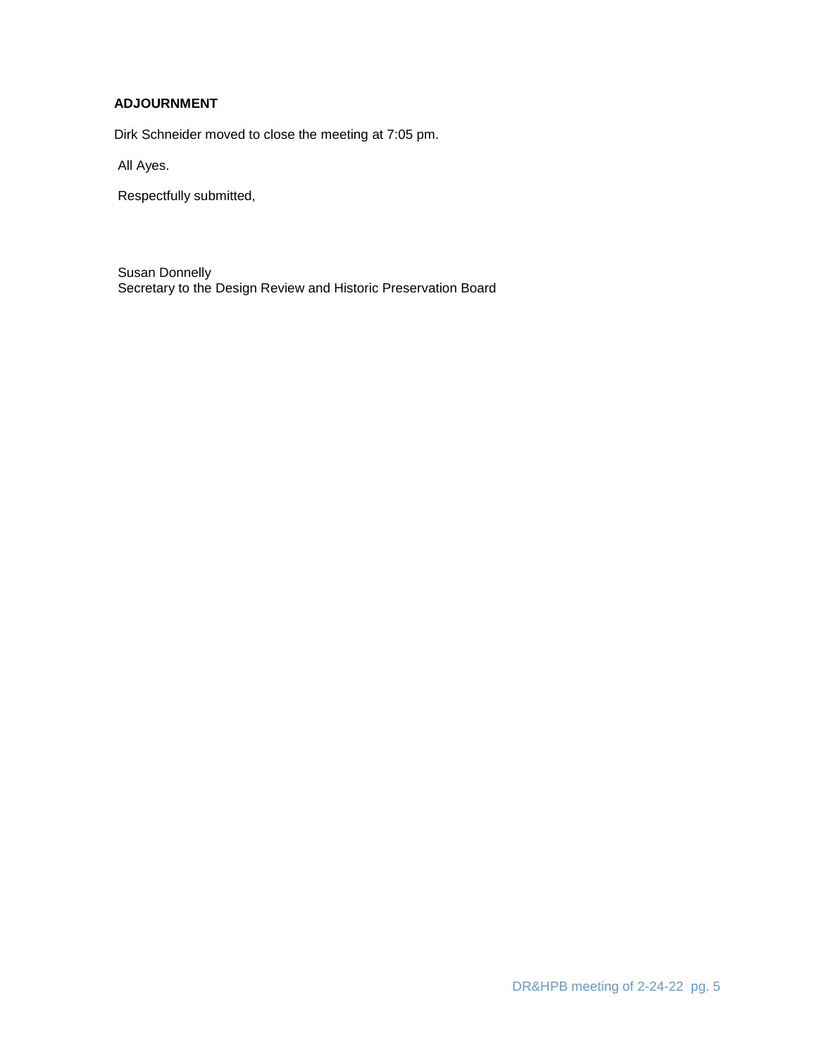**ADJOURNMENT**

Dirk Schneider moved to close the meeting at 7:05 pm.

All Ayes.

Respectfully submitted,

Susan Donnelly
Secretary to the Design Review and Historic Preservation Board